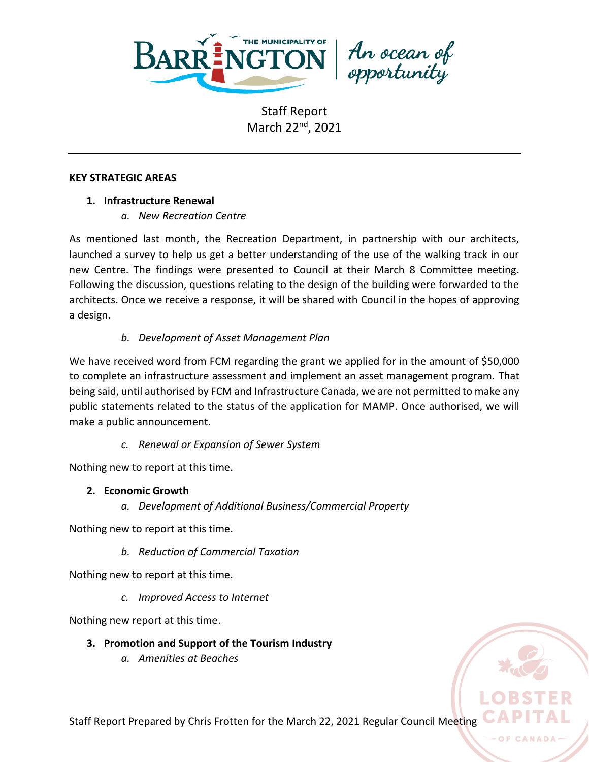Staff Report
March 22nd, 2021

---

**KEY STRATEGIC AREAS**

1. **Infrastructure Renewal**
   a. *New Recreation Centre*

As mentioned last month, the Recreation Department, in partnership with our architects, launched a survey to help us get a better understanding of the use of the walking track in our new Centre. The findings were presented to Council at their March 8 Committee meeting. Following the discussion, questions relating to the design of the building were forwarded to the architects. Once we receive a response, it will be shared with Council in the hopes of approving a design.

   b. *Development of Asset Management Plan*

We have received word from FCM regarding the grant we applied for in the amount of $50,000 to complete an infrastructure assessment and implement an asset management program. That being said, until authorised by FCM and Infrastructure Canada, we are not permitted to make any public statements related to the status of the application for MAMP. Once authorised, we will make a public announcement.

   c. *Renewal or Expansion of Sewer System*

Nothing new to report at this time.

2. **Economic Growth**
   a. *Development of Additional Business/Commercial Property*

Nothing new to report at this time.

   b. *Reduction of Commercial Taxation*

Nothing new to report at this time.

   c. *Improved Access to Internet*

Nothing new report at this time.

3. **Promotion and Support of the Tourism Industry**
   a. *Amenities at Beaches*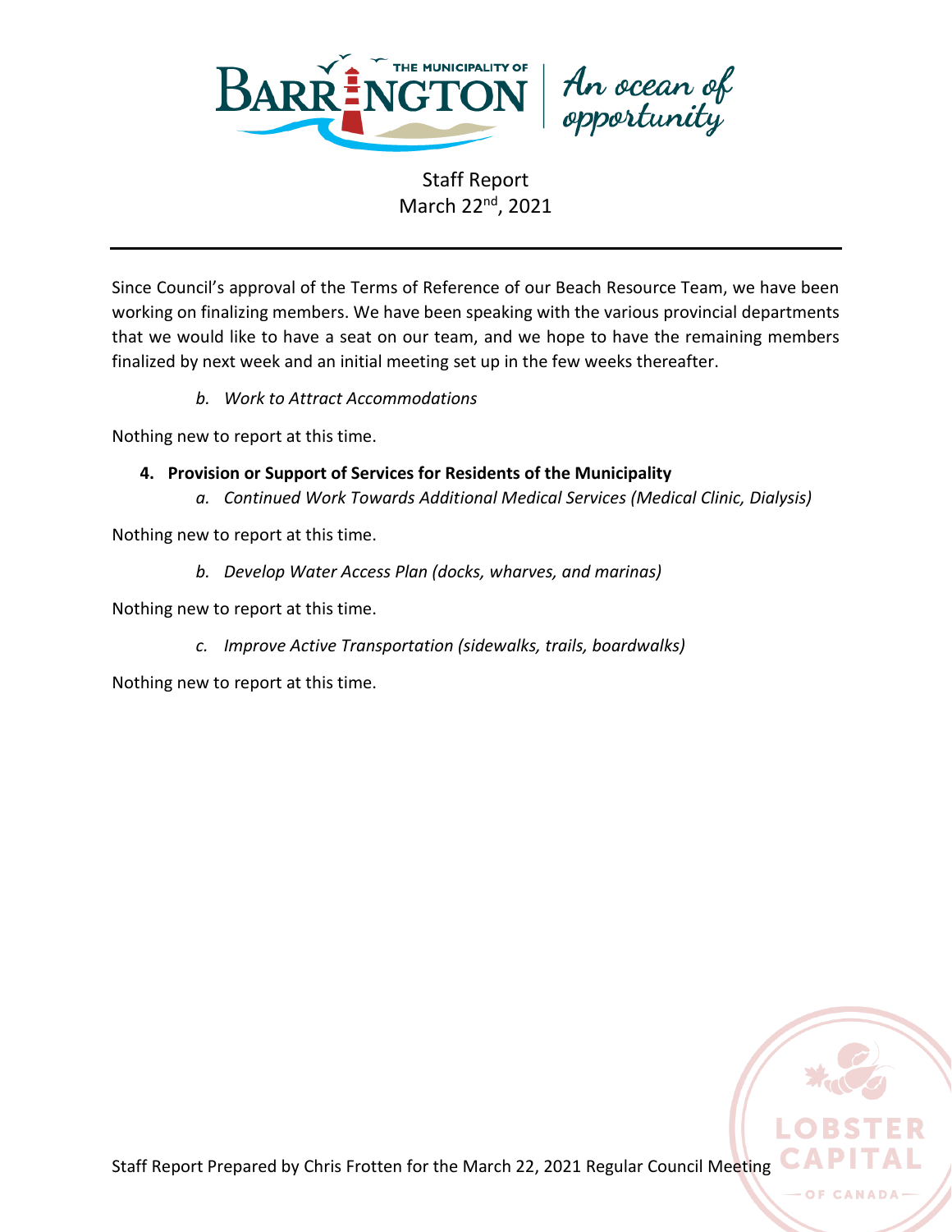Staff Report
March 22nd, 2021

Since Council's approval of the Terms of Reference of our Beach Resource Team, we have been working on finalizing members. We have been speaking with the various provincial departments that we would like to have a seat on our team, and we hope to have the remaining members finalized by next week and an initial meeting set up in the few weeks thereafter.

*b. Work to Attract Accommodations*

Nothing new to report at this time.

**4. Provision or Support of Services for Residents of the Municipality**

*a. Continued Work Towards Additional Medical Services (Medical Clinic, Dialysis)*

Nothing new to report at this time.

*b. Develop Water Access Plan (docks, wharves, and marinas)*

Nothing new to report at this time.

*c. Improve Active Transportation (sidewalks, trails, boardwalks)*

Nothing new to report at this time.

Staff Report Prepared by Chris Frotten for the March 22, 2021 Regular Council Meeting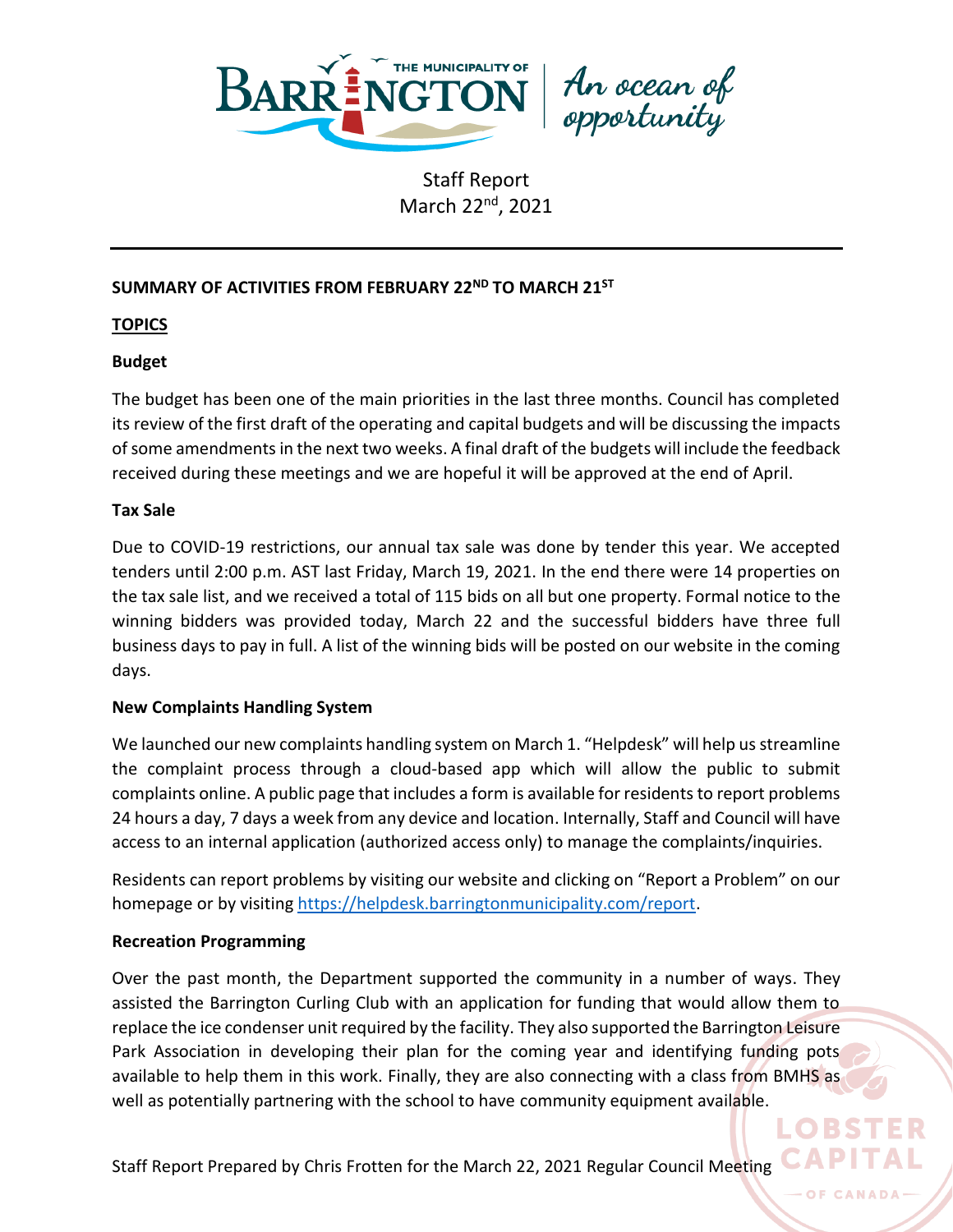Staff Report
March 22nd, 2021

**SUMMARY OF ACTIVITIES FROM FEBRUARY 22ND TO MARCH 21ST**

**TOPICS**

**Budget**

The budget has been one of the main priorities in the last three months. Council has completed its review of the first draft of the operating and capital budgets and will be discussing the impacts of some amendments in the next two weeks. A final draft of the budgets will include the feedback received during these meetings and we are hopeful it will be approved at the end of April.

**Tax Sale**

Due to COVID-19 restrictions, our annual tax sale was done by tender this year. We accepted tenders until 2:00 p.m. AST last Friday, March 19, 2021. In the end there were 14 properties on the tax sale list, and we received a total of 115 bids on all but one property. Formal notice to the winning bidders was provided today, March 22 and the successful bidders have three full business days to pay in full. A list of the winning bids will be posted on our website in the coming days.

**New Complaints Handling System**

We launched our new complaints handling system on March 1. "Helpdesk" will help us streamline the complaint process through a cloud-based app which will allow the public to submit complaints online. A public page that includes a form is available for residents to report problems 24 hours a day, 7 days a week from any device and location. Internally, Staff and Council will have access to an internal application (authorized access only) to manage the complaints/inquiries.

Residents can report problems by visiting our website and clicking on "Report a Problem" on our homepage or by visiting https://helpdesk.barringtonmunicipality.com/report.

**Recreation Programming**

Over the past month, the Department supported the community in a number of ways. They assisted the Barrington Curling Club with an application for funding that would allow them to replace the ice condenser unit required by the facility. They also supported the Barrington Leisure Park Association in developing their plan for the coming year and identifying funding pots available to help them in this work. Finally, they are also connecting with a class from BMHS as well as potentially partnering with the school to have community equipment available.

Staff Report Prepared by Chris Frotten for the March 22, 2021 Regular Council Meeting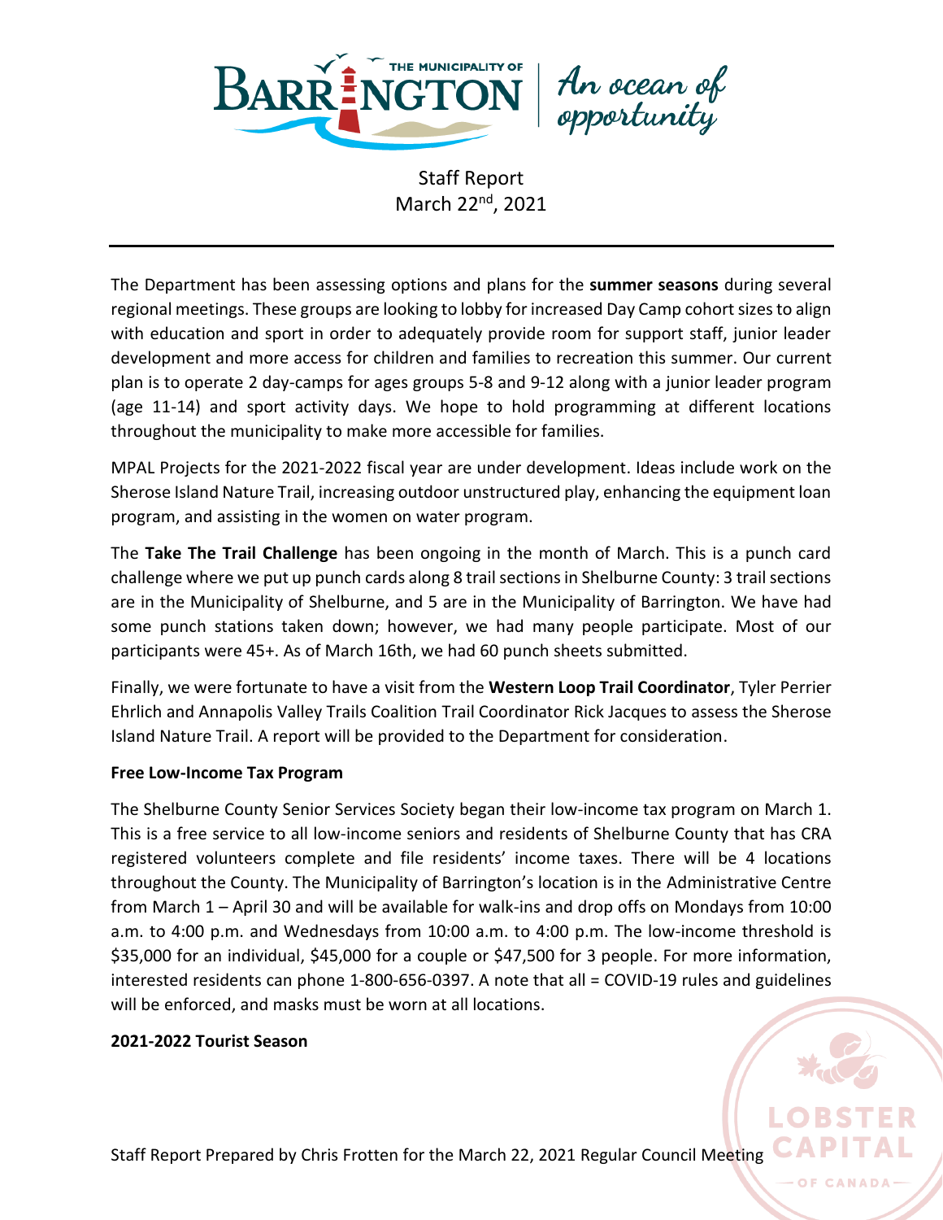Staff Report
March 22nd, 2021

The Department has been assessing options and plans for the **summer seasons** during several regional meetings. These groups are looking to lobby for increased Day Camp cohort sizes to align with education and sport in order to adequately provide room for support staff, junior leader development and more access for children and families to recreation this summer. Our current plan is to operate 2 day-camps for ages groups 5-8 and 9-12 along with a junior leader program (age 11-14) and sport activity days. We hope to hold programming at different locations throughout the municipality to make more accessible for families.

MPAL Projects for the 2021-2022 fiscal year are under development. Ideas include work on the Sherose Island Nature Trail, increasing outdoor unstructured play, enhancing the equipment loan program, and assisting in the women on water program.

The **Take The Trail Challenge** has been ongoing in the month of March. This is a punch card challenge where we put up punch cards along 8 trail sections in Shelburne County: 3 trail sections are in the Municipality of Shelburne, and 5 are in the Municipality of Barrington. We have had some punch stations taken down; however, we had many people participate. Most of our participants were 45+. As of March 16th, we had 60 punch sheets submitted.

Finally, we were fortunate to have a visit from the **Western Loop Trail Coordinator**, Tyler Perrier Ehrlich and Annapolis Valley Trails Coalition Trail Coordinator Rick Jacques to assess the Sherose Island Nature Trail. A report will be provided to the Department for consideration.

**Free Low-Income Tax Program**

The Shelburne County Senior Services Society began their low-income tax program on March 1. This is a free service to all low-income seniors and residents of Shelburne County that has CRA registered volunteers complete and file residents' income taxes. There will be 4 locations throughout the County. The Municipality of Barrington's location is in the Administrative Centre from March 1 – April 30 and will be available for walk-ins and drop offs on Mondays from 10:00 a.m. to 4:00 p.m. and Wednesdays from 10:00 a.m. to 4:00 p.m. The low-income threshold is $35,000 for an individual, $45,000 for a couple or $47,500 for 3 people. For more information, interested residents can phone 1-800-656-0397. A note that all = COVID-19 rules and guidelines will be enforced, and masks must be worn at all locations.

**2021-2022 Tourist Season**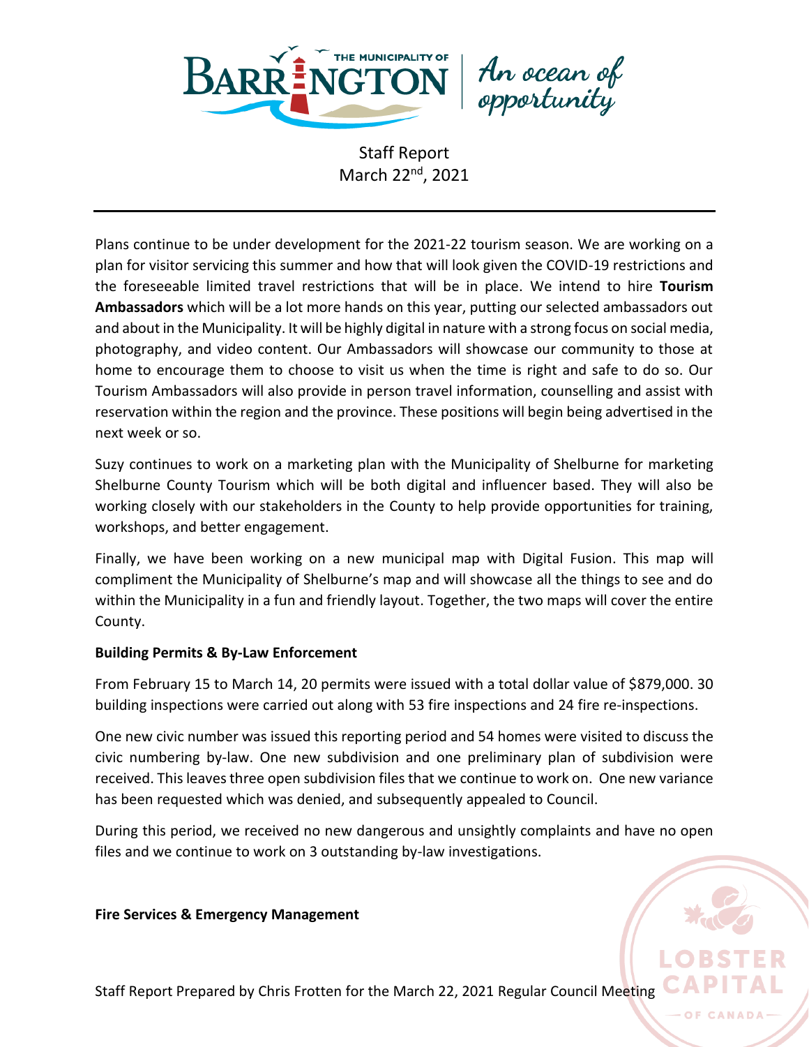Plans continue to be under development for the 2021-22 tourism season. We are working on a plan for visitor servicing this summer and how that will look given the COVID-19 restrictions and the foreseeable limited travel restrictions that will be in place. We intend to hire **Tourism Ambassadors** which will be a lot more hands on this year, putting our selected ambassadors out and about in the Municipality. It will be highly digital in nature with a strong focus on social media, photography, and video content. Our Ambassadors will showcase our community to those at home to encourage them to choose to visit us when the time is right and safe to do so. Our Tourism Ambassadors will also provide in person travel information, counselling and assist with reservation within the region and the province. These positions will begin being advertised in the next week or so.

Suzy continues to work on a marketing plan with the Municipality of Shelburne for marketing Shelburne County Tourism which will be both digital and influencer based. They will also be working closely with our stakeholders in the County to help provide opportunities for training, workshops, and better engagement.

Finally, we have been working on a new municipal map with Digital Fusion. This map will compliment the Municipality of Shelburne's map and will showcase all the things to see and do within the Municipality in a fun and friendly layout. Together, the two maps will cover the entire County.

**Building Permits & By-Law Enforcement**

From February 15 to March 14, 20 permits were issued with a total dollar value of $879,000. 30 building inspections were carried out along with 53 fire inspections and 24 fire re-inspections.

One new civic number was issued this reporting period and 54 homes were visited to discuss the civic numbering by-law. One new subdivision and one preliminary plan of subdivision were received. This leaves three open subdivision files that we continue to work on. One new variance has been requested which was denied, and subsequently appealed to Council.

During this period, we received no new dangerous and unsightly complaints and have no open files and we continue to work on 3 outstanding by-law investigations.

**Fire Services & Emergency Management**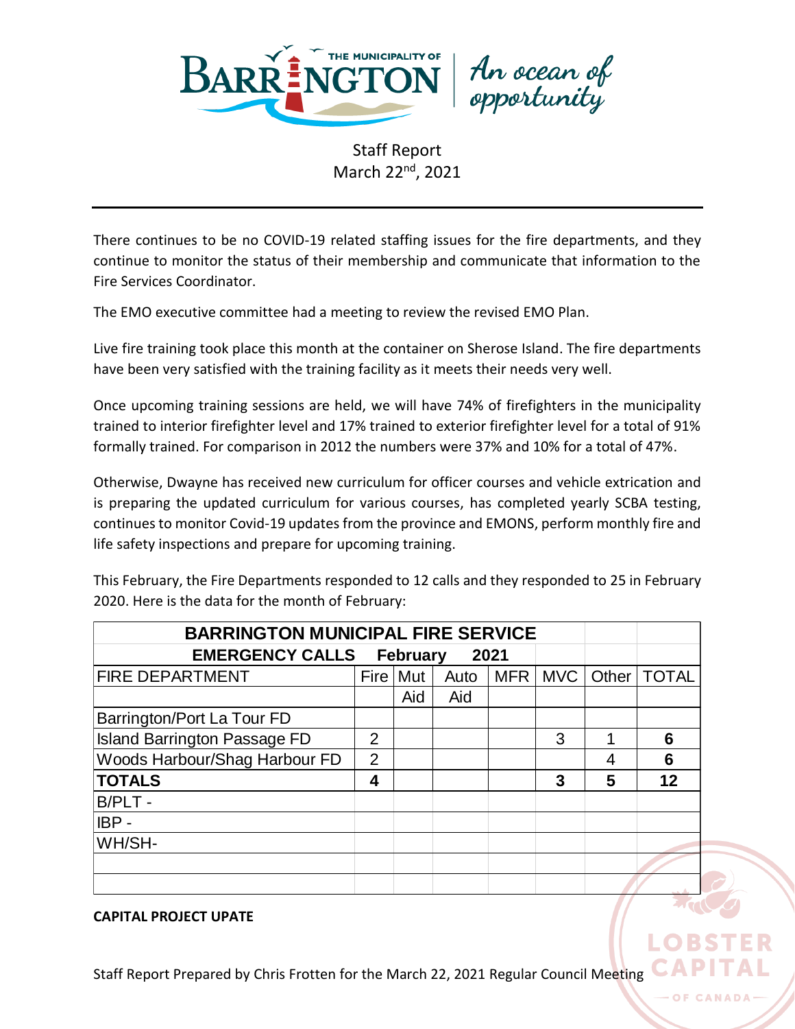Staff Report
March 22nd, 2021

There continues to be no COVID-19 related staffing issues for the fire departments, and they continue to monitor the status of their membership and communicate that information to the Fire Services Coordinator.

The EMO executive committee had a meeting to review the revised EMO Plan.

Live fire training took place this month at the container on Sherose Island. The fire departments have been very satisfied with the training facility as it meets their needs very well.

Once upcoming training sessions are held, we will have 74% of firefighters in the municipality trained to interior firefighter level and 17% trained to exterior firefighter level for a total of 91% formally trained. For comparison in 2012 the numbers were 37% and 10% for a total of 47%.

Otherwise, Dwayne has received new curriculum for officer courses and vehicle extrication and is preparing the updated curriculum for various courses, has completed yearly SCBA testing, continues to monitor Covid-19 updates from the province and EMONS, perform monthly fire and life safety inspections and prepare for upcoming training.

This February, the Fire Departments responded to 12 calls and they responded to 25 in February 2020. Here is the data for the month of February:

| BARRINGTON MUNICIPAL FIRE SERVICE | | | | | | | |
|---|---|---|---|---|---|---|---|
| EMERGENCY CALLS February 2021 | | | | | | | |
| FIRE DEPARTMENT | Fire | Mut Aid | Auto Aid | MFR | MVC | Other | TOTAL |
| Barrington/Port La Tour FD | | | | | | | |
| Island Barrington Passage FD | 2 | | | | 3 | 1 | **6** |
| Woods Harbour/Shag Harbour FD | 2 | | | | | 4 | **6** |
| **TOTALS** | **4** | | | | **3** | **5** | **12** |
| B/PLT - | | | | | | | |
| IBP - | | | | | | | |
| WH/SH- | | | | | | | |
| | | | | | | | |
| | | | | | | | |

**CAPITAL PROJECT UPATE**

Staff Report Prepared by Chris Frotten for the March 22, 2021 Regular Council Meeting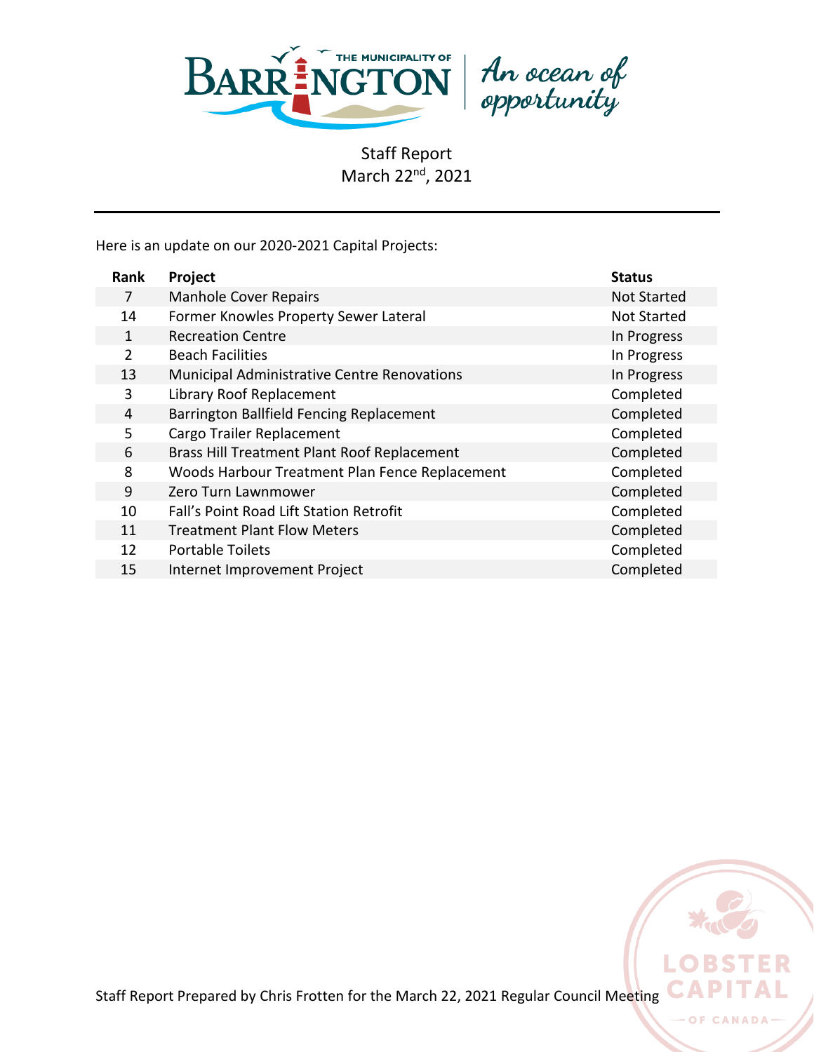# Staff Report
March 22nd, 2021

---

Here is an update on our 2020-2021 Capital Projects:

| Rank | Project | Status |
|---|---|---|
| 7 | Manhole Cover Repairs | Not Started |
| 14 | Former Knowles Property Sewer Lateral | Not Started |
| 1 | Recreation Centre | In Progress |
| 2 | Beach Facilities | In Progress |
| 13 | Municipal Administrative Centre Renovations | In Progress |
| 3 | Library Roof Replacement | Completed |
| 4 | Barrington Ballfield Fencing Replacement | Completed |
| 5 | Cargo Trailer Replacement | Completed |
| 6 | Brass Hill Treatment Plant Roof Replacement | Completed |
| 8 | Woods Harbour Treatment Plan Fence Replacement | Completed |
| 9 | Zero Turn Lawnmower | Completed |
| 10 | Fall's Point Road Lift Station Retrofit | Completed |
| 11 | Treatment Plant Flow Meters | Completed |
| 12 | Portable Toilets | Completed |
| 15 | Internet Improvement Project | Completed |

Staff Report Prepared by Chris Frotten for the March 22, 2021 Regular Council Meeting